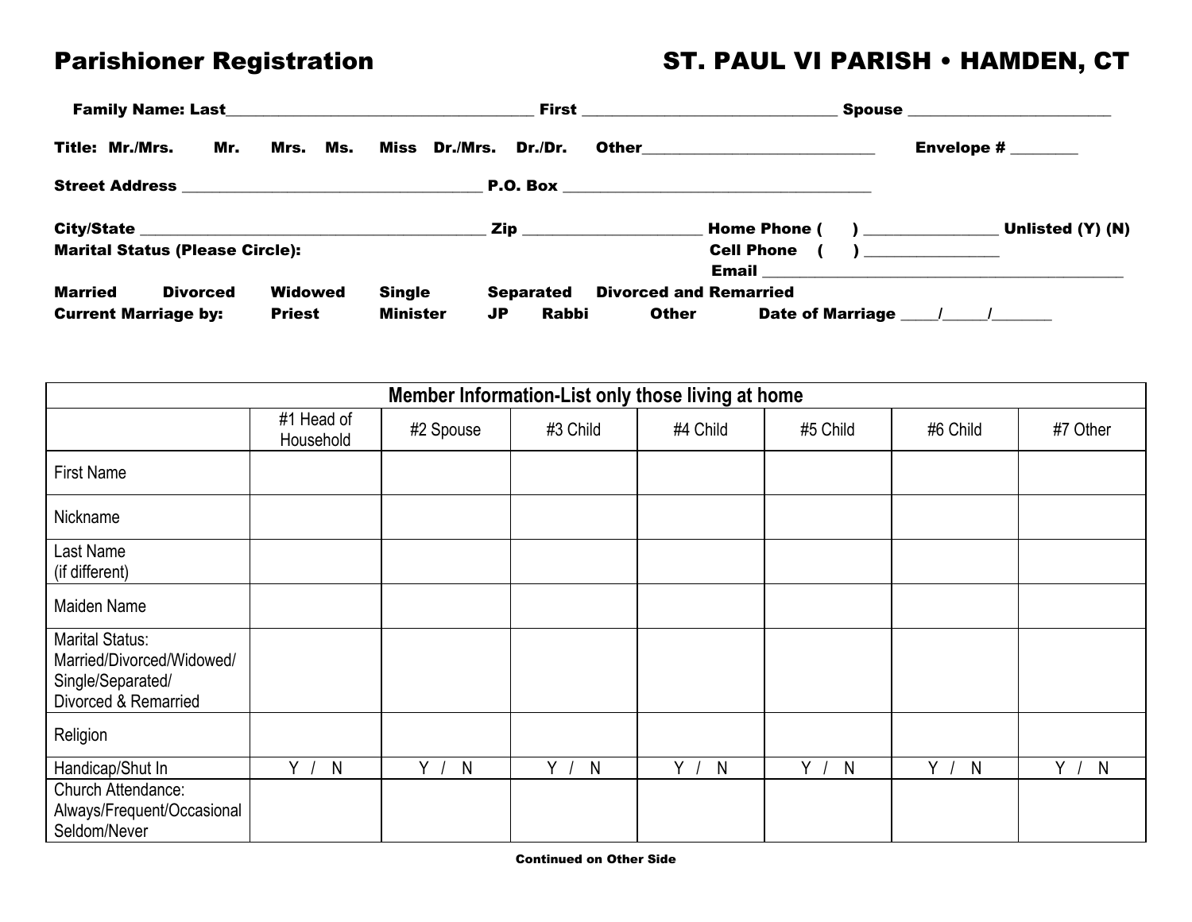# Parishioner Registration

## ST. PAUL VI PARISH • HAMDEN, CT

**Family Name: Last**\_\_\_\_\_\_\_\_\_\_\_\_\_\_\_\_\_\_\_\_\_\_\_\_\_\_\_\_\_\_\_\_\_\_\_\_\_\_\_ **First** \_\_\_\_\_\_\_\_\_\_\_\_\_\_\_\_\_\_\_\_\_\_\_\_\_\_\_\_\_\_\_\_ **Spouse** \_\_\_\_\_\_\_\_\_\_\_\_\_\_\_\_\_\_\_\_\_\_\_\_\_

**Title: Mr./Mrs. Mr. Mrs. Ms. Miss Dr./Mrs. Dr./Dr. Other**\_\_\_\_\_\_\_\_\_\_\_\_\_\_\_\_\_\_\_\_\_\_\_\_\_\_\_\_\_\_ **Envelope #** \_\_\_\_\_\_\_\_

**Street Address** \_\_\_\_\_\_\_\_\_\_\_\_\_\_\_\_\_\_\_\_\_\_\_\_\_\_\_\_\_\_\_\_\_\_\_\_\_\_ **P.O. Box** \_\_\_\_\_\_\_\_\_\_\_\_\_\_\_\_\_\_\_\_\_\_\_\_\_\_\_\_\_\_\_\_\_\_\_\_\_\_\_

**City/State** \_\_\_\_\_\_\_\_\_\_\_\_\_\_\_\_\_\_\_\_\_\_\_\_\_\_\_\_\_\_\_\_\_\_\_\_\_\_\_\_\_\_\_\_ **Zip** \_\_\_\_\_\_\_\_\_\_\_\_\_\_\_\_\_\_\_\_\_\_ **Home Phone (    )** \_\_\_\_\_\_\_\_\_\_\_\_\_\_\_\_\_ **Unlisted (Y) (N)**

**Cell Phone (    )** \_\_\_\_\_\_\_\_\_\_\_\_\_\_\_\_\_

**Email** \_\_\_\_\_\_\_\_\_\_\_\_\_\_\_\_\_\_\_\_\_\_\_\_\_\_\_\_\_\_\_\_\_\_\_\_\_\_\_\_\_\_\_\_\_

**Marital Status (Please Circle):**

**Married Divorced Widowed Single Separated Divorced and Remarried**

**Current Marriage by: Priest Minister JP Rabbi Other Date of Marriage** \_\_\_\_/\_\_\_\_\_/\_\_\_\_\_\_\_

| Member Information-List only those living at home | | | | | | | |
|---|---|---|---|---|---|---|---|
| | #1 Head of Household | #2 Spouse | #3 Child | #4 Child | #5 Child | #6 Child | #7 Other |
| First Name | | | | | | | |
| Nickname | | | | | | | |
| Last Name (if different) | | | | | | | |
| Maiden Name | | | | | | | |
| Marital Status: Married/Divorced/Widowed/ Single/Separated/ Divorced & Remarried | | | | | | | |
| Religion | | | | | | | |
| Handicap/Shut In | Y / N | Y / N | Y / N | Y / N | Y / N | Y / N | Y / N |
| Church Attendance: Always/Frequent/Occasional Seldom/Never | | | | | | | |

**Continued on Other Side**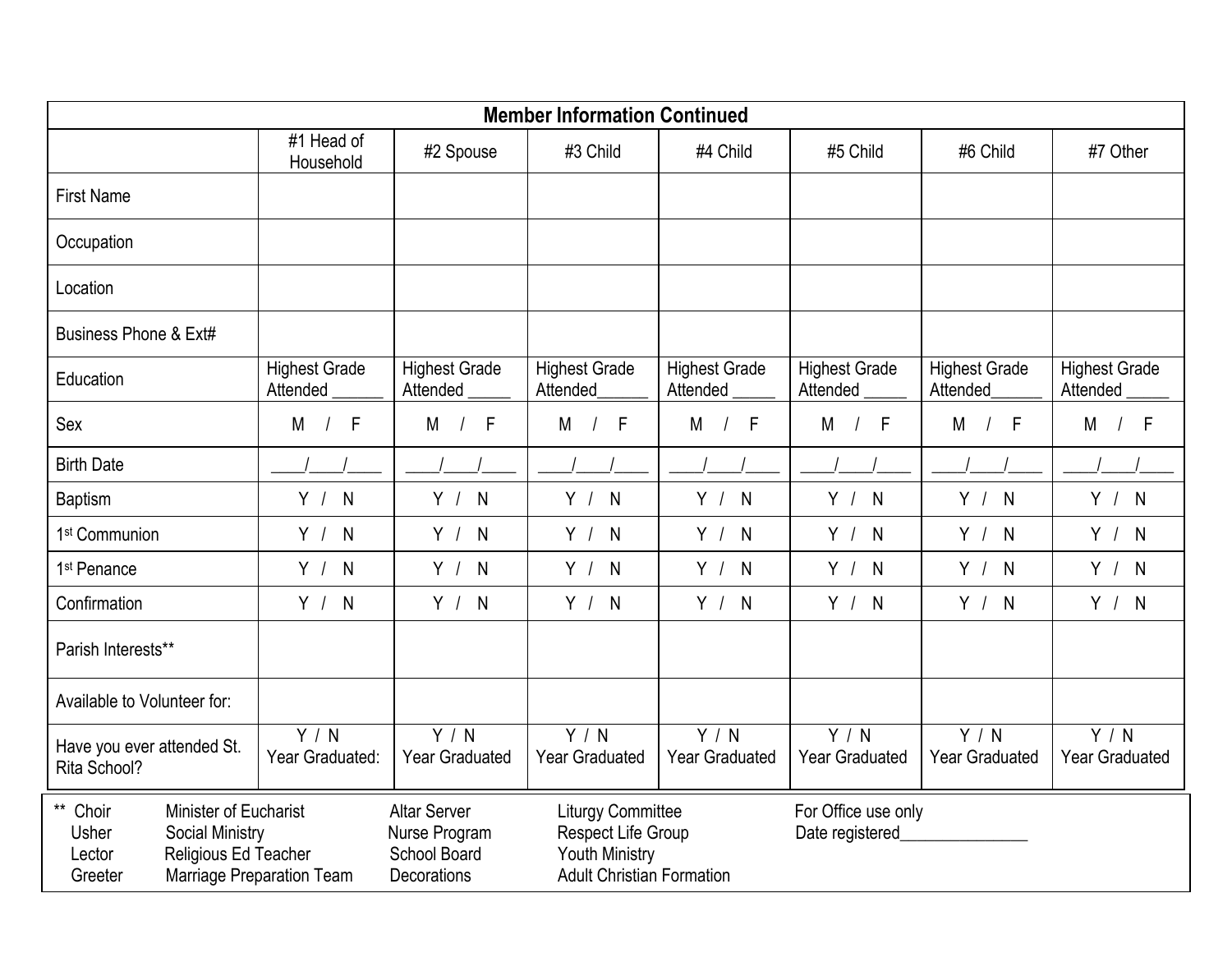| Member Information Continued | | | | | | | |
|---|---|---|---|---|---|---|---|
| | #1 Head of Household | #2 Spouse | #3 Child | #4 Child | #5 Child | #6 Child | #7 Other |
| First Name | | | | | | | |
| Occupation | | | | | | | |
| Location | | | | | | | |
| Business Phone & Ext# | | | | | | | |
| Education | Highest Grade Attended ______ | Highest Grade Attended _____ | Highest Grade Attended______ | Highest Grade Attended _____ | Highest Grade Attended _____ | Highest Grade Attended______ | Highest Grade Attended _____ |
| Sex | M / F | M / F | M / F | M / F | M / F | M / F | M / F |
| Birth Date | ____/____/____ | ____/____/____ | ____/____/____ | ____/____/____ | ____/____/____ | ____/____/____ | ____/____/____ |
| Baptism | Y / N | Y / N | Y / N | Y / N | Y / N | Y / N | Y / N |
| 1st Communion | Y / N | Y / N | Y / N | Y / N | Y / N | Y / N | Y / N |
| 1st Penance | Y / N | Y / N | Y / N | Y / N | Y / N | Y / N | Y / N |
| Confirmation | Y / N | Y / N | Y / N | Y / N | Y / N | Y / N | Y / N |
| Parish Interests** | | | | | | | |
| Available to Volunteer for: | | | | | | | |
| Have you ever attended St. Rita School? | Y / N Year Graduated: | Y / N Year Graduated | Y / N Year Graduated | Y / N Year Graduated | Y / N Year Graduated | Y / N Year Graduated | Y / N Year Graduated |

| | | | | |
|---|---|---|---|---|
| ** Choir | Minister of Eucharist | Altar Server | Liturgy Committee | For Office use only |
| Usher | Social Ministry | Nurse Program | Respect Life Group | Date registered_______________ |
| Lector | Religious Ed Teacher | School Board | Youth Ministry | |
| Greeter | Marriage Preparation Team | Decorations | Adult Christian Formation | |